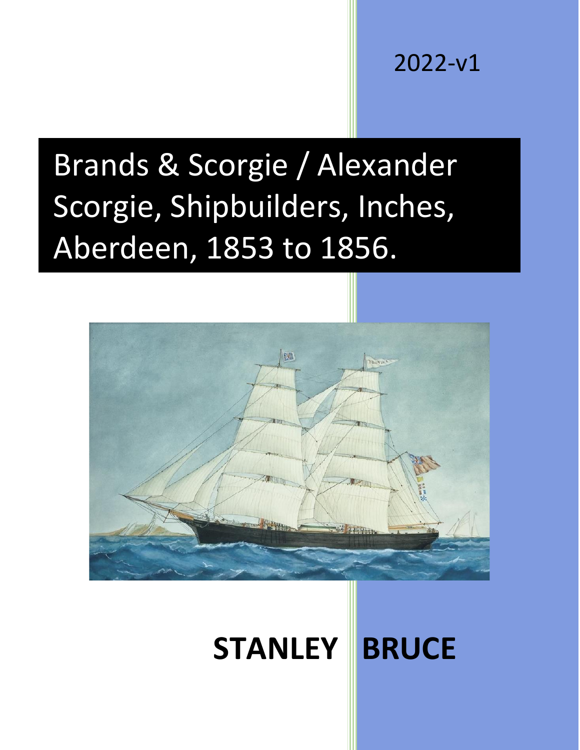2022-v1

# Brands & Scorgie / Alexander Scorgie, Shipbuilders, Inches, Aberdeen, 1853 to 1856.

**STANLEY BRUCE**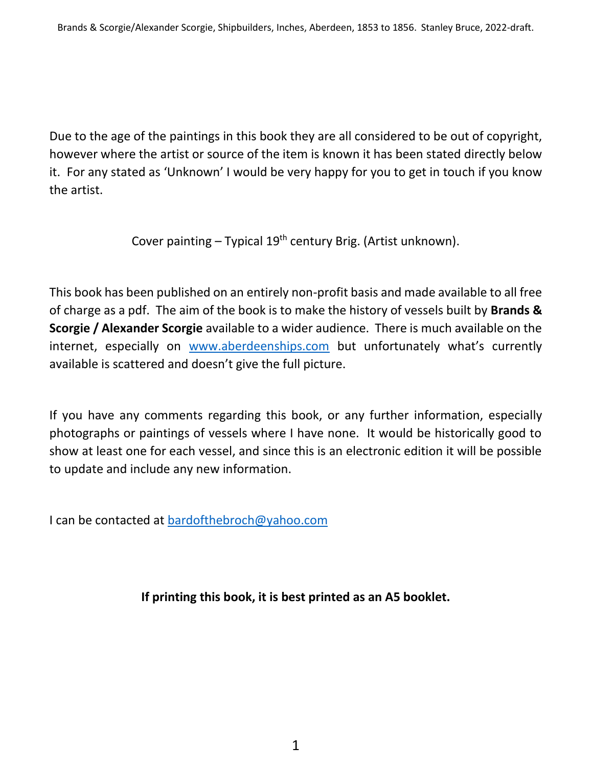Due to the age of the paintings in this book they are all considered to be out of copyright, however where the artist or source of the item is known it has been stated directly below it. For any stated as 'Unknown' I would be very happy for you to get in touch if you know the artist.

Cover painting – Typical 19th century Brig. (Artist unknown).

This book has been published on an entirely non-profit basis and made available to all free of charge as a pdf. The aim of the book is to make the history of vessels built by **Brands & Scorgie / Alexander Scorgie** available to a wider audience. There is much available on the internet, especially on www.aberdeenships.com but unfortunately what's currently available is scattered and doesn't give the full picture.

If you have any comments regarding this book, or any further information, especially photographs or paintings of vessels where I have none. It would be historically good to show at least one for each vessel, and since this is an electronic edition it will be possible to update and include any new information.

I can be contacted at bardofthebroch@yahoo.com

**If printing this book, it is best printed as an A5 booklet.**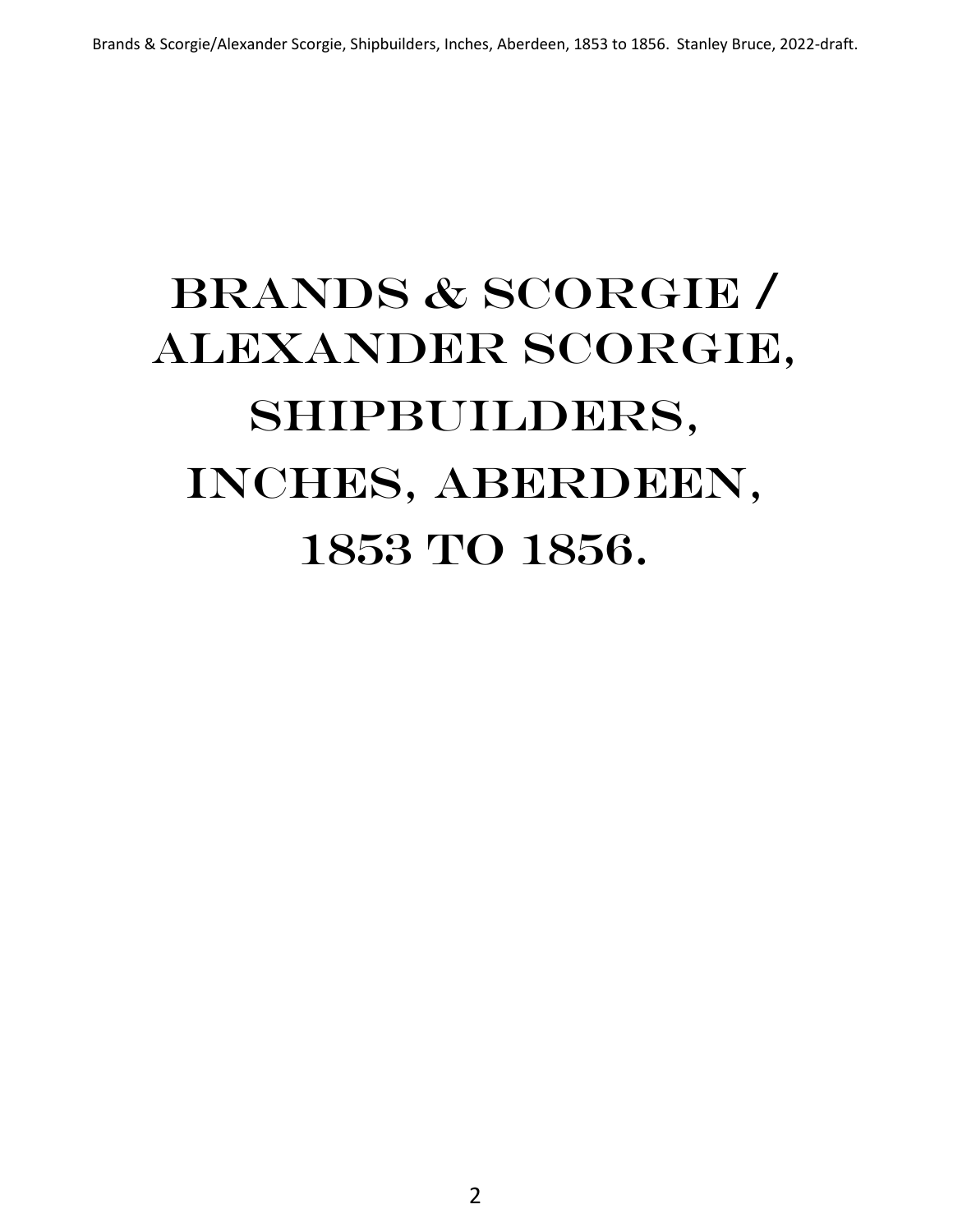# BRANDS & SCORGIE / ALEXANDER SCORGIE, SHIPBUILDERS, INCHES, ABERDEEN, 1853 TO 1856.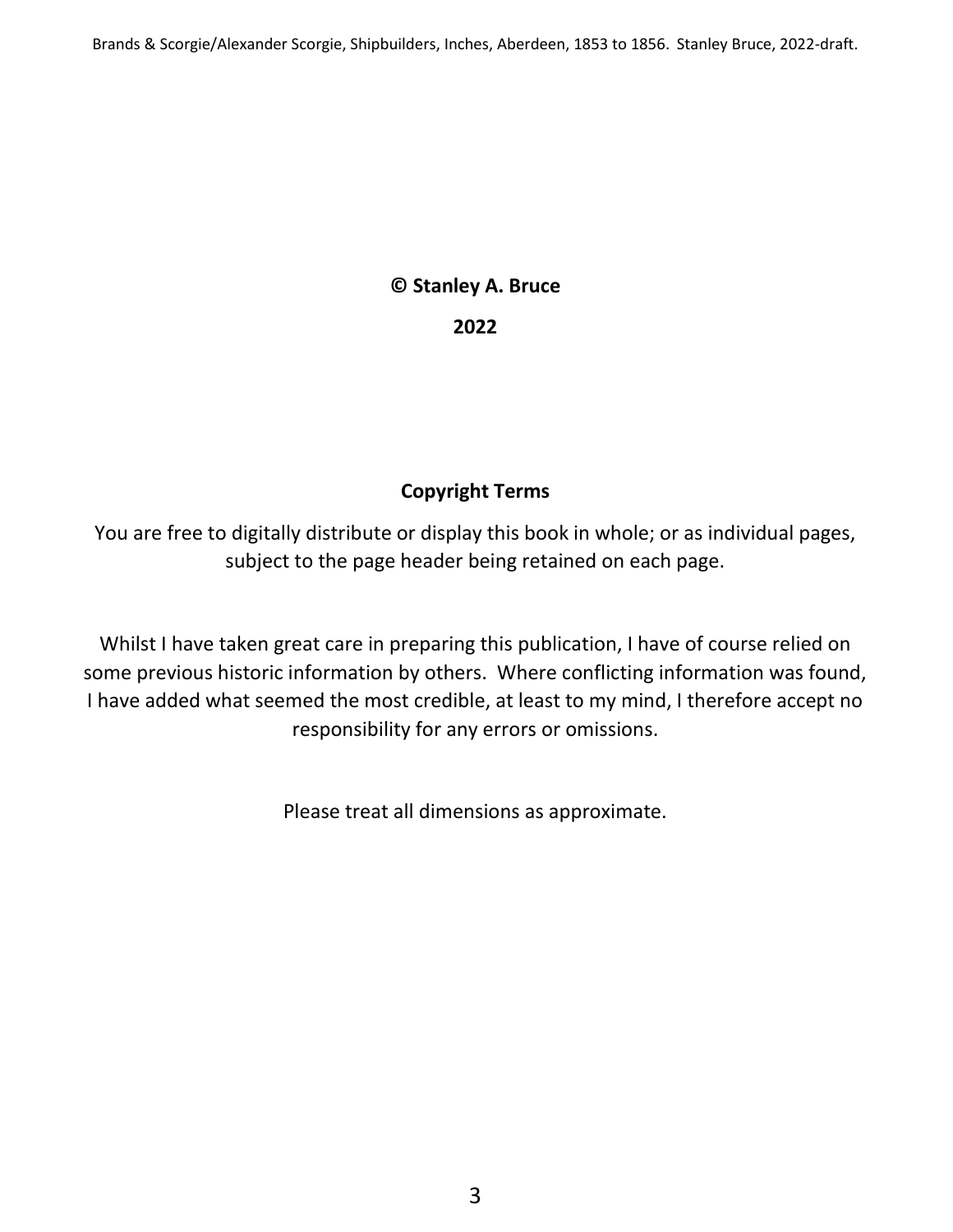**© Stanley A. Bruce**

**2022**

## Copyright Terms

You are free to digitally distribute or display this book in whole; or as individual pages, subject to the page header being retained on each page.

Whilst I have taken great care in preparing this publication, I have of course relied on some previous historic information by others. Where conflicting information was found, I have added what seemed the most credible, at least to my mind, I therefore accept no responsibility for any errors or omissions.

Please treat all dimensions as approximate.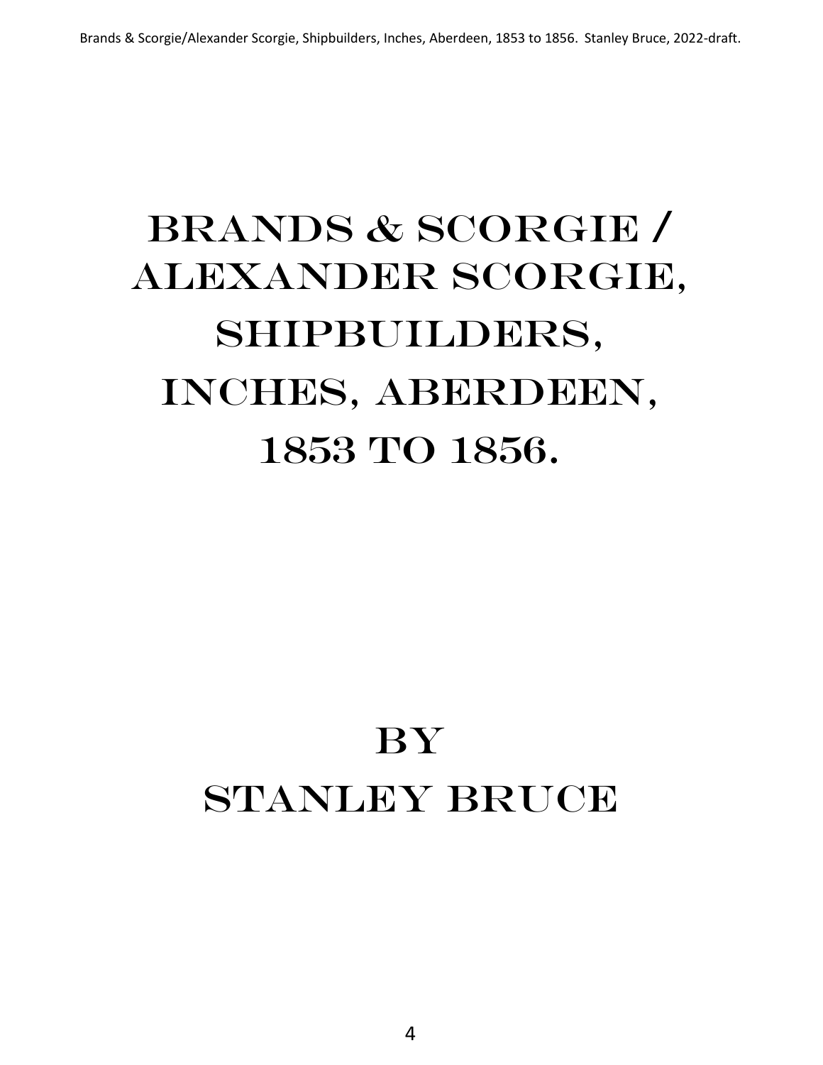# BRANDS & SCORGIE / ALEXANDER SCORGIE, SHIPBUILDERS, INCHES, ABERDEEN, 1853 TO 1856.

## BY STANLEY BRUCE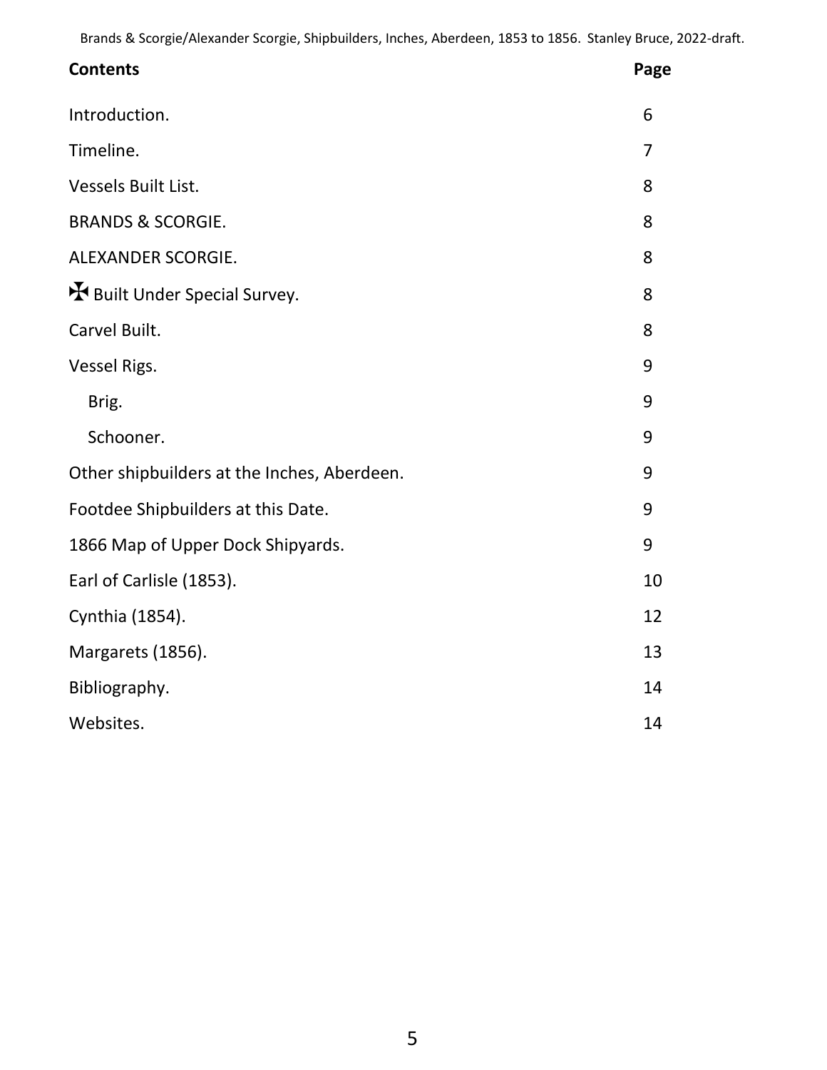| **Contents** | **Page** |
|---|---|
| Introduction. | 6 |
| Timeline. | 7 |
| Vessels Built List. | 8 |
| BRANDS & SCORGIE. | 8 |
| ALEXANDER SCORGIE. | 8 |
| ✠ Built Under Special Survey. | 8 |
| Carvel Built. | 8 |
| Vessel Rigs. | 9 |
| Brig. | 9 |
| Schooner. | 9 |
| Other shipbuilders at the Inches, Aberdeen. | 9 |
| Footdee Shipbuilders at this Date. | 9 |
| 1866 Map of Upper Dock Shipyards. | 9 |
| Earl of Carlisle (1853). | 10 |
| Cynthia (1854). | 12 |
| Margarets (1856). | 13 |
| Bibliography. | 14 |
| Websites. | 14 |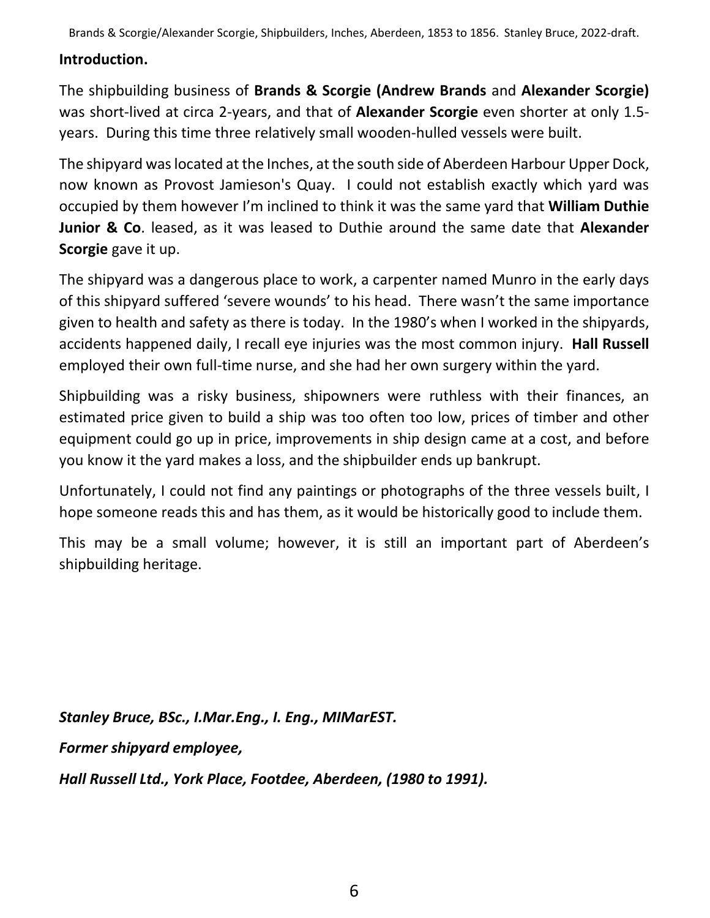## Introduction.

The shipbuilding business of **Brands & Scorgie (Andrew Brands** and **Alexander Scorgie)** was short-lived at circa 2-years, and that of **Alexander Scorgie** even shorter at only 1.5-years. During this time three relatively small wooden-hulled vessels were built.

The shipyard was located at the Inches, at the south side of Aberdeen Harbour Upper Dock, now known as Provost Jamieson's Quay. I could not establish exactly which yard was occupied by them however I'm inclined to think it was the same yard that **William Duthie Junior & Co**. leased, as it was leased to Duthie around the same date that **Alexander Scorgie** gave it up.

The shipyard was a dangerous place to work, a carpenter named Munro in the early days of this shipyard suffered 'severe wounds' to his head. There wasn't the same importance given to health and safety as there is today. In the 1980's when I worked in the shipyards, accidents happened daily, I recall eye injuries was the most common injury. **Hall Russell** employed their own full-time nurse, and she had her own surgery within the yard.

Shipbuilding was a risky business, shipowners were ruthless with their finances, an estimated price given to build a ship was too often too low, prices of timber and other equipment could go up in price, improvements in ship design came at a cost, and before you know it the yard makes a loss, and the shipbuilder ends up bankrupt.

Unfortunately, I could not find any paintings or photographs of the three vessels built, I hope someone reads this and has them, as it would be historically good to include them.

This may be a small volume; however, it is still an important part of Aberdeen's shipbuilding heritage.

***Stanley Bruce, BSc., I.Mar.Eng., I. Eng., MIMarEST.***

***Former shipyard employee,***

***Hall Russell Ltd., York Place, Footdee, Aberdeen, (1980 to 1991).***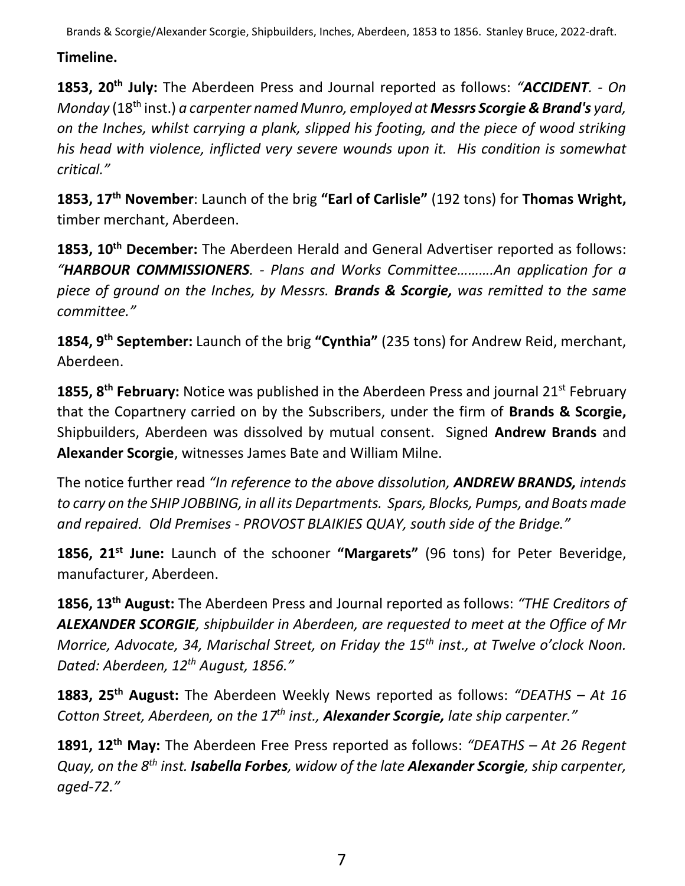**Timeline.**

**1853, 20th July:** The Aberdeen Press and Journal reported as follows: *"**ACCIDENT**. - On Monday* (18th inst.) *a carpenter named Munro, employed at **Messrs Scorgie & Brand's** yard, on the Inches, whilst carrying a plank, slipped his footing, and the piece of wood striking his head with violence, inflicted very severe wounds upon it. His condition is somewhat critical."*

**1853, 17th November**: Launch of the brig **"Earl of Carlisle"** (192 tons) for **Thomas Wright,** timber merchant, Aberdeen.

**1853, 10th December:** The Aberdeen Herald and General Advertiser reported as follows: *"**HARBOUR COMMISSIONERS**. - Plans and Works Committee……….An application for a piece of ground on the Inches, by Messrs. **Brands & Scorgie,** was remitted to the same committee."*

**1854, 9th September:** Launch of the brig **"Cynthia"** (235 tons) for Andrew Reid, merchant, Aberdeen.

**1855, 8th February:** Notice was published in the Aberdeen Press and journal 21st February that the Copartnery carried on by the Subscribers, under the firm of **Brands & Scorgie,** Shipbuilders, Aberdeen was dissolved by mutual consent. Signed **Andrew Brands** and **Alexander Scorgie**, witnesses James Bate and William Milne.

The notice further read *"In reference to the above dissolution, **ANDREW BRANDS,** intends to carry on the SHIP JOBBING, in all its Departments. Spars, Blocks, Pumps, and Boats made and repaired. Old Premises - PROVOST BLAIKIES QUAY, south side of the Bridge."*

**1856, 21st June:** Launch of the schooner **"Margarets"** (96 tons) for Peter Beveridge, manufacturer, Aberdeen.

**1856, 13th August:** The Aberdeen Press and Journal reported as follows: *"THE Creditors of **ALEXANDER SCORGIE**, shipbuilder in Aberdeen, are requested to meet at the Office of Mr Morrice, Advocate, 34, Marischal Street, on Friday the 15th inst., at Twelve o'clock Noon. Dated: Aberdeen, 12th August, 1856."*

**1883, 25th August:** The Aberdeen Weekly News reported as follows: *"DEATHS – At 16 Cotton Street, Aberdeen, on the 17th inst., **Alexander Scorgie,** late ship carpenter."*

**1891, 12th May:** The Aberdeen Free Press reported as follows: *"DEATHS – At 26 Regent Quay, on the 8th inst. **Isabella Forbes**, widow of the late **Alexander Scorgie**, ship carpenter, aged-72."*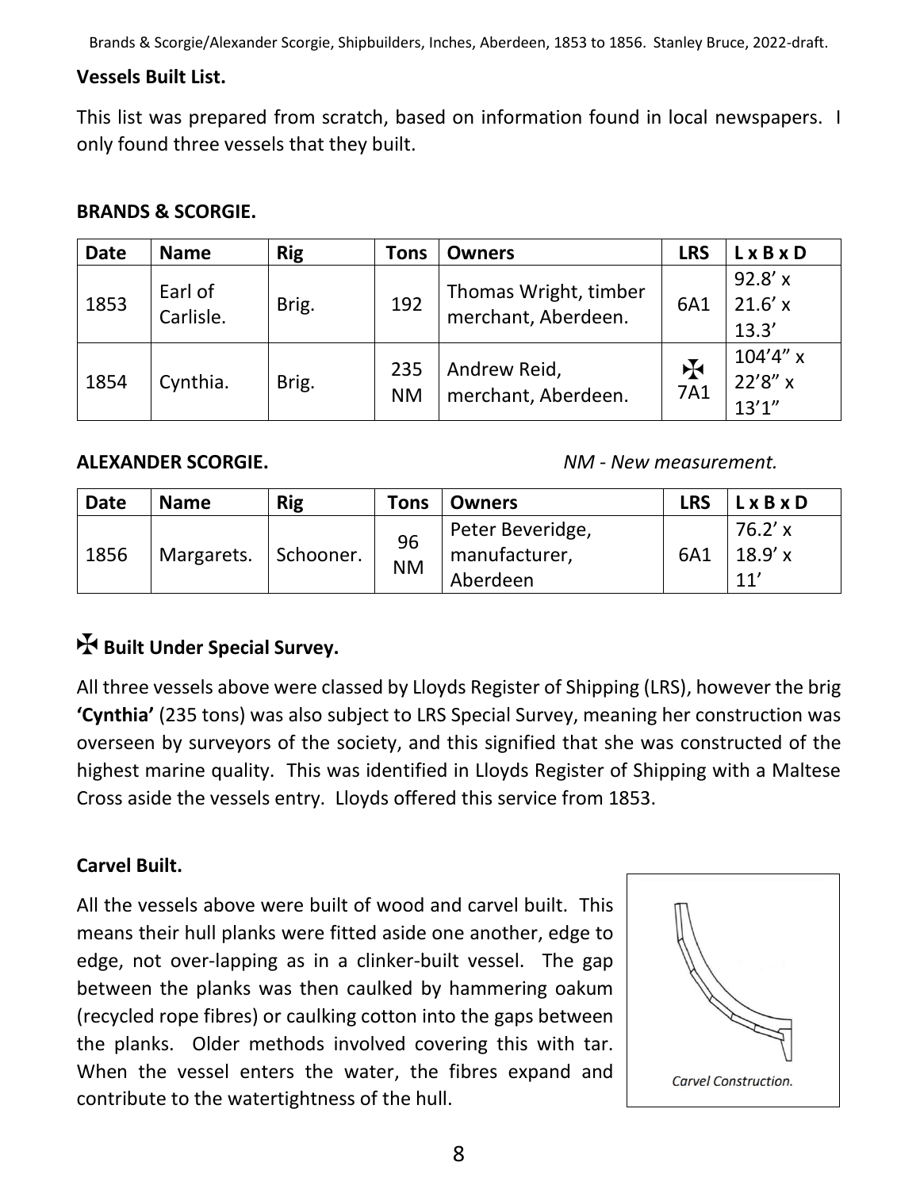**Vessels Built List.**

This list was prepared from scratch, based on information found in local newspapers. I only found three vessels that they built.

**BRANDS & SCORGIE.**

| Date | Name | Rig | Tons | Owners | LRS | L x B x D |
|---|---|---|---|---|---|---|
| 1853 | Earl of Carlisle. | Brig. | 192 | Thomas Wright, timber merchant, Aberdeen. | 6A1 | 92.8' x 21.6' x 13.3' |
| 1854 | Cynthia. | Brig. | 235 NM | Andrew Reid, merchant, Aberdeen. | ✠ 7A1 | 104'4" x 22'8" x 13'1" |

**ALEXANDER SCORGIE.** *NM - New measurement.*

| Date | Name | Rig | Tons | Owners | LRS | L x B x D |
|---|---|---|---|---|---|---|
| 1856 | Margarets. | Schooner. | 96 NM | Peter Beveridge, manufacturer, Aberdeen | 6A1 | 76.2' x 18.9' x 11' |

**✠ Built Under Special Survey.**

All three vessels above were classed by Lloyds Register of Shipping (LRS), however the brig **'Cynthia'** (235 tons) was also subject to LRS Special Survey, meaning her construction was overseen by surveyors of the society, and this signified that she was constructed of the highest marine quality. This was identified in Lloyds Register of Shipping with a Maltese Cross aside the vessels entry. Lloyds offered this service from 1853.

**Carvel Built.**

All the vessels above were built of wood and carvel built. This means their hull planks were fitted aside one another, edge to edge, not over-lapping as in a clinker-built vessel. The gap between the planks was then caulked by hammering oakum (recycled rope fibres) or caulking cotton into the gaps between the planks. Older methods involved covering this with tar. When the vessel enters the water, the fibres expand and contribute to the watertightness of the hull.

*Carvel Construction.*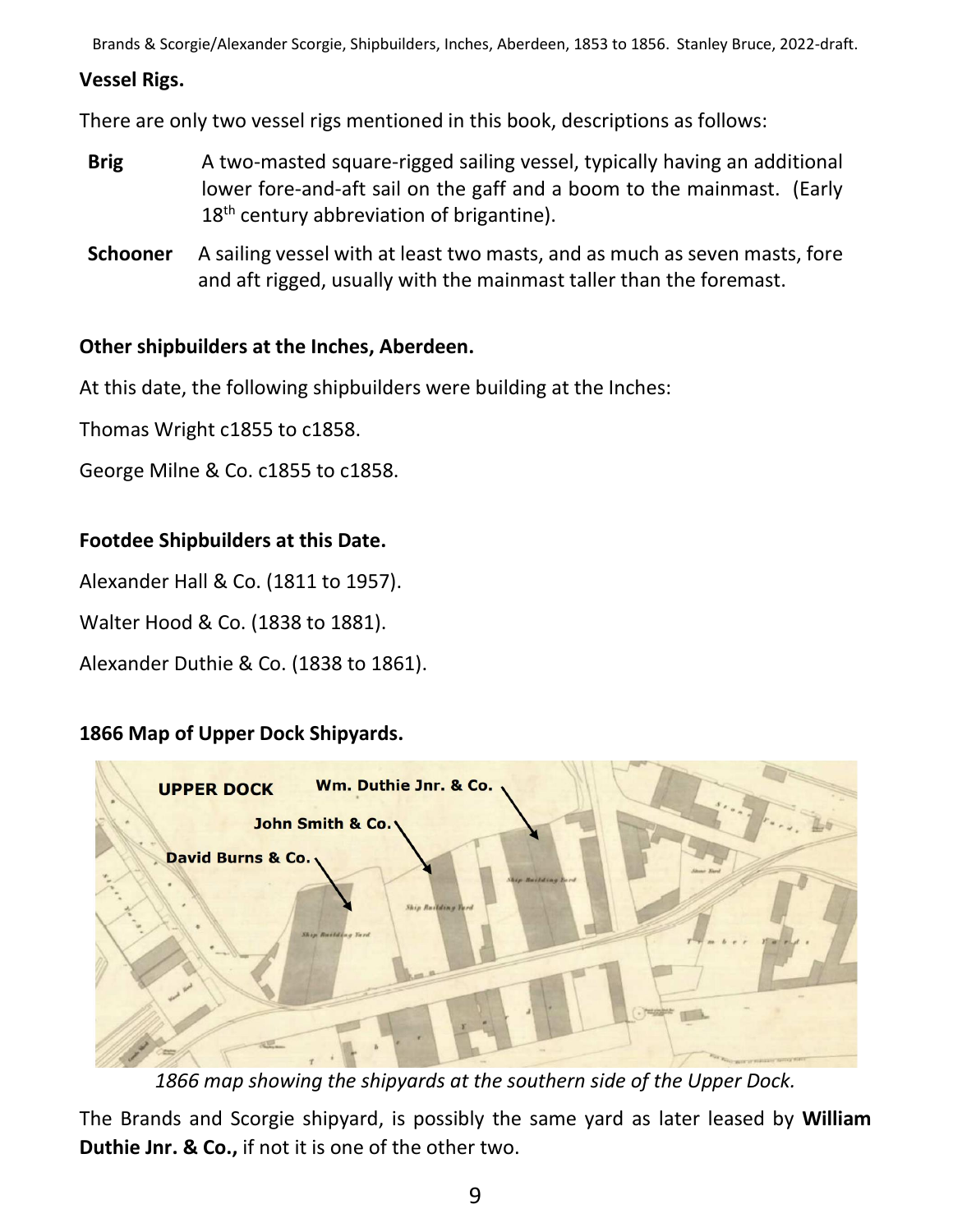**Vessel Rigs.**

There are only two vessel rigs mentioned in this book, descriptions as follows:

**Brig** A two-masted square-rigged sailing vessel, typically having an additional lower fore-and-aft sail on the gaff and a boom to the mainmast. (Early 18th century abbreviation of brigantine).

**Schooner** A sailing vessel with at least two masts, and as much as seven masts, fore and aft rigged, usually with the mainmast taller than the foremast.

**Other shipbuilders at the Inches, Aberdeen.**

At this date, the following shipbuilders were building at the Inches:

Thomas Wright c1855 to c1858.

George Milne & Co. c1855 to c1858.

**Footdee Shipbuilders at this Date.**

Alexander Hall & Co. (1811 to 1957).

Walter Hood & Co. (1838 to 1881).

Alexander Duthie & Co. (1838 to 1861).

**1866 Map of Upper Dock Shipyards.**

*1866 map showing the shipyards at the southern side of the Upper Dock.*

The Brands and Scorgie shipyard, is possibly the same yard as later leased by **William Duthie Jnr. & Co.,** if not it is one of the other two.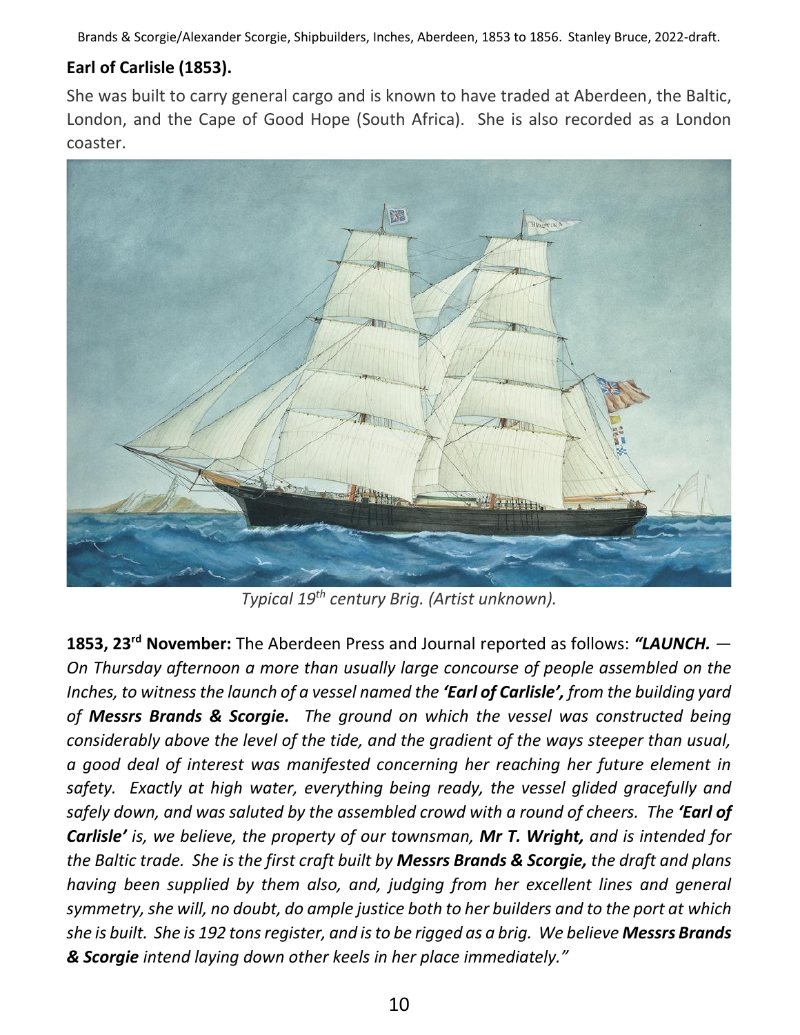## Earl of Carlisle (1853).

She was built to carry general cargo and is known to have traded at Aberdeen, the Baltic, London, and the Cape of Good Hope (South Africa). She is also recorded as a London coaster.

*Typical 19th century Brig. (Artist unknown).*

**1853, 23rd November:** The Aberdeen Press and Journal reported as follows: ***"LAUNCH.*** *— On Thursday afternoon a more than usually large concourse of people assembled on the Inches, to witness the launch of a vessel named the* ***'Earl of Carlisle',*** *from the building yard of* ***Messrs Brands & Scorgie.*** *The ground on which the vessel was constructed being considerably above the level of the tide, and the gradient of the ways steeper than usual, a good deal of interest was manifested concerning her reaching her future element in safety. Exactly at high water, everything being ready, the vessel glided gracefully and safely down, and was saluted by the assembled crowd with a round of cheers. The* ***'Earl of Carlisle'*** *is, we believe, the property of our townsman,* ***Mr T. Wright,*** *and is intended for the Baltic trade. She is the first craft built by* ***Messrs Brands & Scorgie,*** *the draft and plans having been supplied by them also, and, judging from her excellent lines and general symmetry, she will, no doubt, do ample justice both to her builders and to the port at which she is built. She is 192 tons register, and is to be rigged as a brig. We believe* ***Messrs Brands & Scorgie*** *intend laying down other keels in her place immediately."*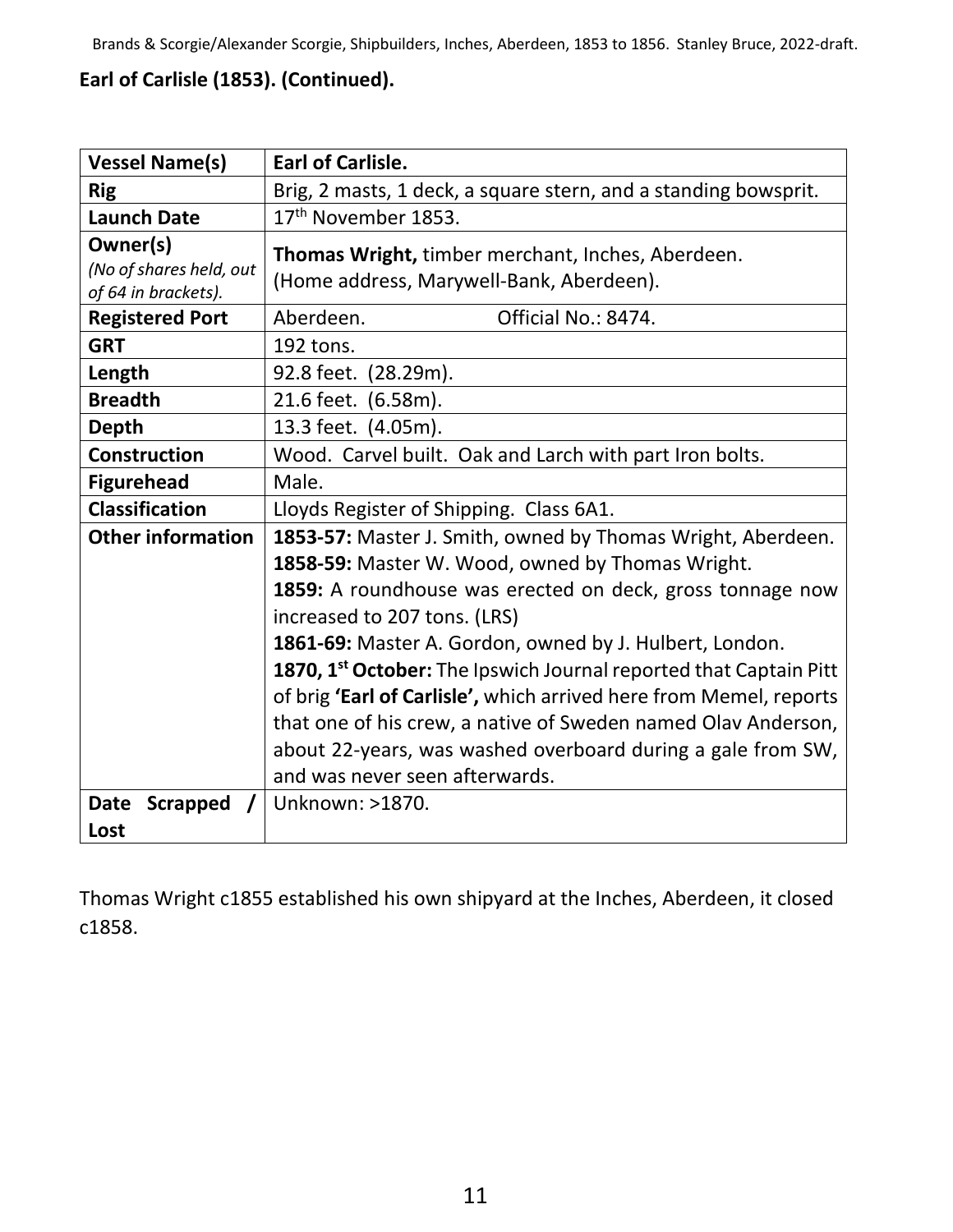**Earl of Carlisle (1853). (Continued).**

| Vessel Name(s) | Earl of Carlisle. |
|---|---|
| Rig | Brig, 2 masts, 1 deck, a square stern, and a standing bowsprit. |
| Launch Date | 17th November 1853. |
| Owner(s) *(No of shares held, out of 64 in brackets).* | **Thomas Wright,** timber merchant, Inches, Aberdeen. (Home address, Marywell-Bank, Aberdeen). |
| Registered Port | Aberdeen. Official No.: 8474. |
| GRT | 192 tons. |
| Length | 92.8 feet. (28.29m). |
| Breadth | 21.6 feet. (6.58m). |
| Depth | 13.3 feet. (4.05m). |
| Construction | Wood. Carvel built. Oak and Larch with part Iron bolts. |
| Figurehead | Male. |
| Classification | Lloyds Register of Shipping. Class 6A1. |
| Other information | **1853-57:** Master J. Smith, owned by Thomas Wright, Aberdeen.<br>**1858-59:** Master W. Wood, owned by Thomas Wright.<br>**1859:** A roundhouse was erected on deck, gross tonnage now increased to 207 tons. (LRS)<br>**1861-69:** Master A. Gordon, owned by J. Hulbert, London.<br>**1870, 1st October:** The Ipswich Journal reported that Captain Pitt of brig **'Earl of Carlisle',** which arrived here from Memel, reports that one of his crew, a native of Sweden named Olav Anderson, about 22-years, was washed overboard during a gale from SW, and was never seen afterwards. |
| Date Scrapped / Lost | Unknown: >1870. |

Thomas Wright c1855 established his own shipyard at the Inches, Aberdeen, it closed c1858.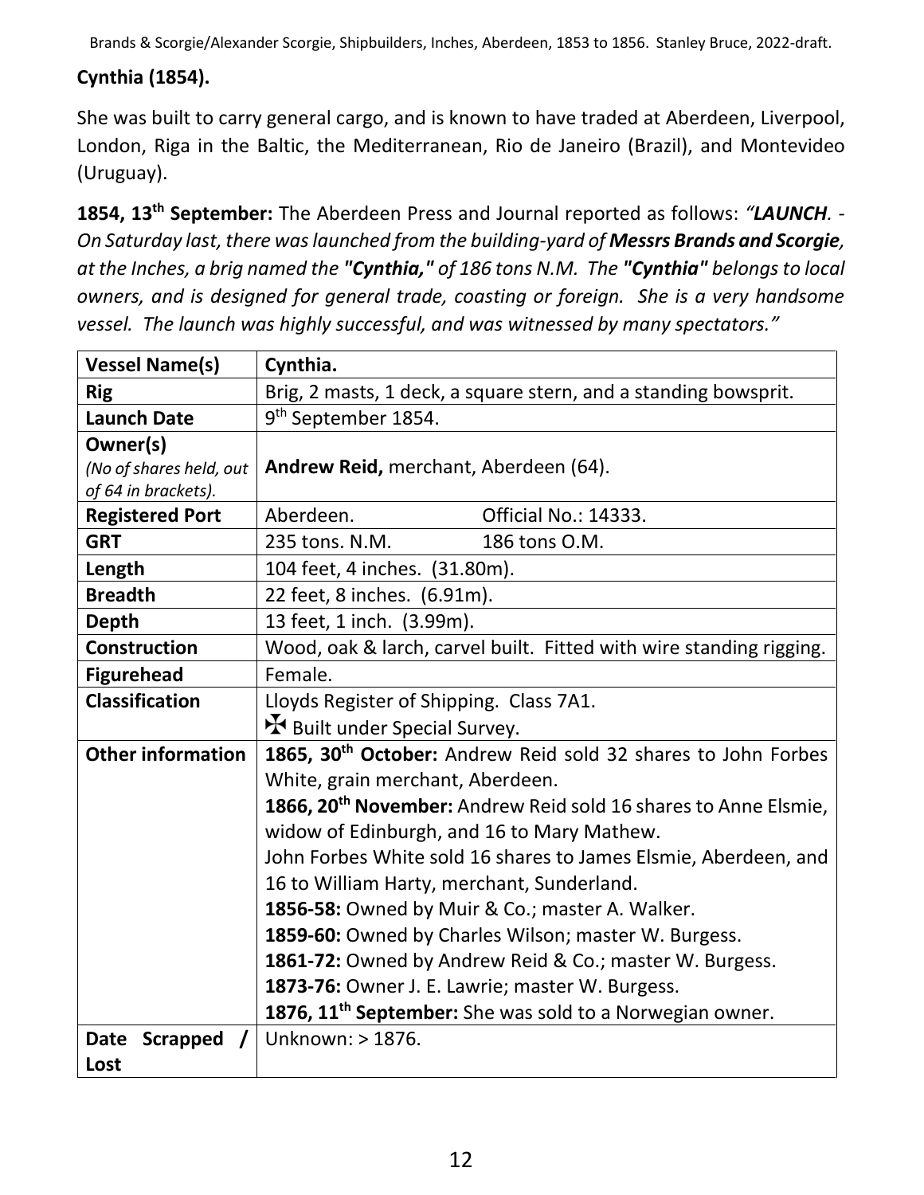**Cynthia (1854).**

She was built to carry general cargo, and is known to have traded at Aberdeen, Liverpool, London, Riga in the Baltic, the Mediterranean, Rio de Janeiro (Brazil), and Montevideo (Uruguay).

**1854, 13th September:** The Aberdeen Press and Journal reported as follows: *"**LAUNCH**. - On Saturday last, there was launched from the building-yard of **Messrs Brands and Scorgie**, at the Inches, a brig named the **"Cynthia,"** of 186 tons N.M. The **"Cynthia"** belongs to local owners, and is designed for general trade, coasting or foreign. She is a very handsome vessel. The launch was highly successful, and was witnessed by many spectators."*

| **Vessel Name(s)** | **Cynthia.** |
|---|---|
| **Rig** | Brig, 2 masts, 1 deck, a square stern, and a standing bowsprit. |
| **Launch Date** | 9th September 1854. |
| **Owner(s)** *(No of shares held, out of 64 in brackets).* | **Andrew Reid,** merchant, Aberdeen (64). |
| **Registered Port** | Aberdeen. Official No.: 14333. |
| **GRT** | 235 tons. N.M. 186 tons O.M. |
| **Length** | 104 feet, 4 inches. (31.80m). |
| **Breadth** | 22 feet, 8 inches. (6.91m). |
| **Depth** | 13 feet, 1 inch. (3.99m). |
| **Construction** | Wood, oak & larch, carvel built. Fitted with wire standing rigging. |
| **Figurehead** | Female. |
| **Classification** | Lloyds Register of Shipping. Class 7A1. ✠ Built under Special Survey. |
| **Other information** | **1865, 30th October:** Andrew Reid sold 32 shares to John Forbes White, grain merchant, Aberdeen. **1866, 20th November:** Andrew Reid sold 16 shares to Anne Elsmie, widow of Edinburgh, and 16 to Mary Mathew. John Forbes White sold 16 shares to James Elsmie, Aberdeen, and 16 to William Harty, merchant, Sunderland. **1856-58:** Owned by Muir & Co.; master A. Walker. **1859-60:** Owned by Charles Wilson; master W. Burgess. **1861-72:** Owned by Andrew Reid & Co.; master W. Burgess. **1873-76:** Owner J. E. Lawrie; master W. Burgess. **1876, 11th September:** She was sold to a Norwegian owner. |
| **Date Scrapped / Lost** | Unknown: > 1876. |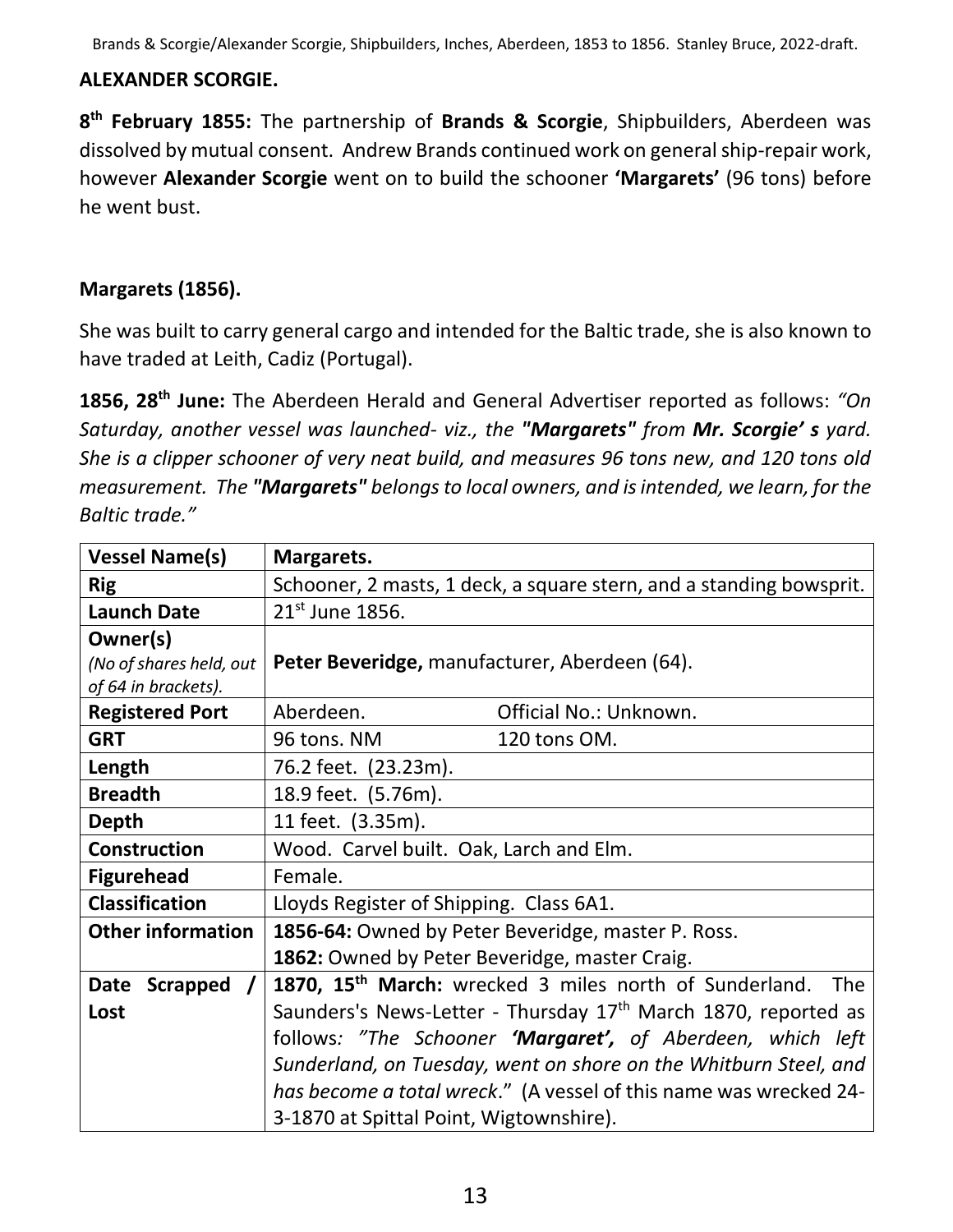## ALEXANDER SCORGIE.

**8th February 1855:** The partnership of **Brands & Scorgie**, Shipbuilders, Aberdeen was dissolved by mutual consent. Andrew Brands continued work on general ship-repair work, however **Alexander Scorgie** went on to build the schooner **'Margarets'** (96 tons) before he went bust.

### Margarets (1856).

She was built to carry general cargo and intended for the Baltic trade, she is also known to have traded at Leith, Cadiz (Portugal).

**1856, 28th June:** The Aberdeen Herald and General Advertiser reported as follows: *"On Saturday, another vessel was launched- viz., the **"Margarets"** from **Mr. Scorgie' s** yard. She is a clipper schooner of very neat build, and measures 96 tons new, and 120 tons old measurement. The **"Margarets"** belongs to local owners, and is intended, we learn, for the Baltic trade."*

| Vessel Name(s) | Margarets. |
|---|---|
| Rig | Schooner, 2 masts, 1 deck, a square stern, and a standing bowsprit. |
| Launch Date | 21st June 1856. |
| Owner(s) *(No of shares held, out of 64 in brackets).* | **Peter Beveridge,** manufacturer, Aberdeen (64). |
| Registered Port | Aberdeen. Official No.: Unknown. |
| GRT | 96 tons. NM 120 tons OM. |
| Length | 76.2 feet. (23.23m). |
| Breadth | 18.9 feet. (5.76m). |
| Depth | 11 feet. (3.35m). |
| Construction | Wood. Carvel built. Oak, Larch and Elm. |
| Figurehead | Female. |
| Classification | Lloyds Register of Shipping. Class 6A1. |
| Other information | **1856-64:** Owned by Peter Beveridge, master P. Ross. **1862:** Owned by Peter Beveridge, master Craig. |
| Date Scrapped / Lost | **1870, 15th March:** wrecked 3 miles north of Sunderland. The Saunders's News-Letter - Thursday 17th March 1870, reported as follows: *"The Schooner **'Margaret',** of Aberdeen, which left Sunderland, on Tuesday, went on shore on the Whitburn Steel, and has become a total wreck*." (A vessel of this name was wrecked 24-3-1870 at Spittal Point, Wigtownshire). |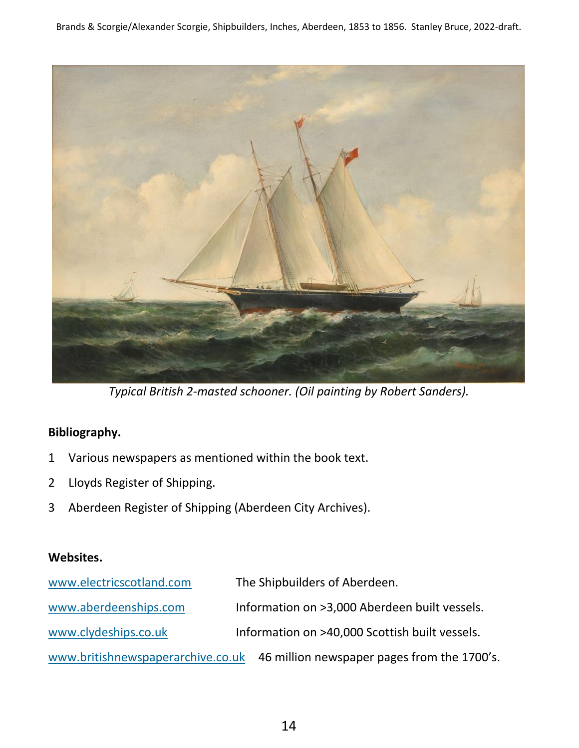*Typical British 2-masted schooner. (Oil painting by Robert Sanders).*

**Bibliography.**

1 Various newspapers as mentioned within the book text.

2 Lloyds Register of Shipping.

3 Aberdeen Register of Shipping (Aberdeen City Archives).

**Websites.**

| | |
|---|---|
| www.electricscotland.com | The Shipbuilders of Aberdeen. |
| www.aberdeenships.com | Information on >3,000 Aberdeen built vessels. |
| www.clydeships.co.uk | Information on >40,000 Scottish built vessels. |
| www.britishnewspaperarchive.co.uk | 46 million newspaper pages from the 1700's. |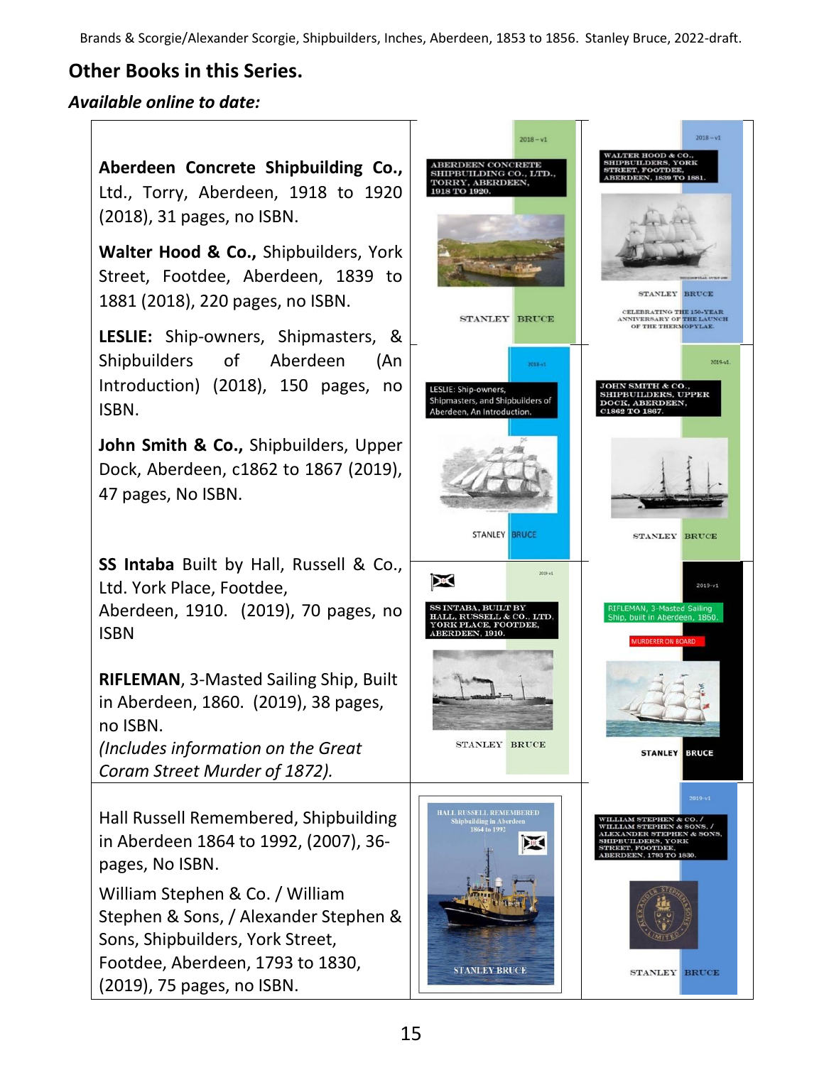## Other Books in this Series.

### *Available online to date:*

**Aberdeen Concrete Shipbuilding Co.,** Ltd., Torry, Aberdeen, 1918 to 1920 (2018), 31 pages, no ISBN.

**Walter Hood & Co.,** Shipbuilders, York Street, Footdee, Aberdeen, 1839 to 1881 (2018), 220 pages, no ISBN.

**LESLIE:** Ship-owners, Shipmasters, & Shipbuilders of Aberdeen (An Introduction) (2018), 150 pages, no ISBN.

**John Smith & Co.,** Shipbuilders, Upper Dock, Aberdeen, c1862 to 1867 (2019), 47 pages, No ISBN.

**SS Intaba** Built by Hall, Russell & Co., Ltd. York Place, Footdee, Aberdeen, 1910. (2019), 70 pages, no ISBN

**RIFLEMAN**, 3-Masted Sailing Ship, Built in Aberdeen, 1860. (2019), 38 pages, no ISBN.
*(Includes information on the Great Coram Street Murder of 1872).*

Hall Russell Remembered, Shipbuilding in Aberdeen 1864 to 1992, (2007), 36-pages, No ISBN.

William Stephen & Co. / William Stephen & Sons, / Alexander Stephen & Sons, Shipbuilders, York Street, Footdee, Aberdeen, 1793 to 1830, (2019), 75 pages, no ISBN.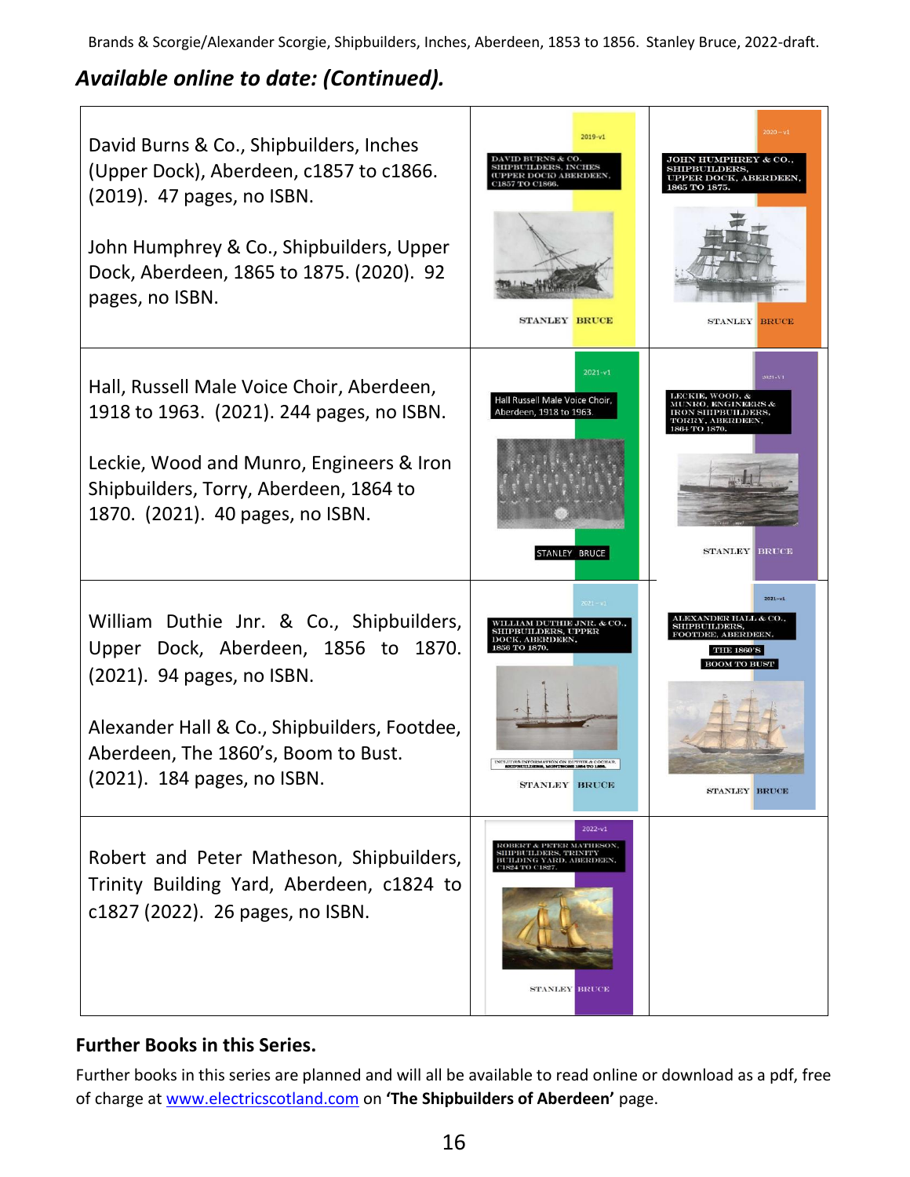## *Available online to date: (Continued).*

David Burns & Co., Shipbuilders, Inches (Upper Dock), Aberdeen, c1857 to c1866. (2019). 47 pages, no ISBN.

John Humphrey & Co., Shipbuilders, Upper Dock, Aberdeen, 1865 to 1875. (2020). 92 pages, no ISBN.

Hall, Russell Male Voice Choir, Aberdeen, 1918 to 1963. (2021). 244 pages, no ISBN.

Leckie, Wood and Munro, Engineers & Iron Shipbuilders, Torry, Aberdeen, 1864 to 1870. (2021). 40 pages, no ISBN.

William Duthie Jnr. & Co., Shipbuilders, Upper Dock, Aberdeen, 1856 to 1870. (2021). 94 pages, no ISBN.

Alexander Hall & Co., Shipbuilders, Footdee, Aberdeen, The 1860's, Boom to Bust. (2021). 184 pages, no ISBN.

Robert and Peter Matheson, Shipbuilders, Trinity Building Yard, Aberdeen, c1824 to c1827 (2022). 26 pages, no ISBN.

### Further Books in this Series.

Further books in this series are planned and will all be available to read online or download as a pdf, free of charge at www.electricscotland.com on **'The Shipbuilders of Aberdeen'** page.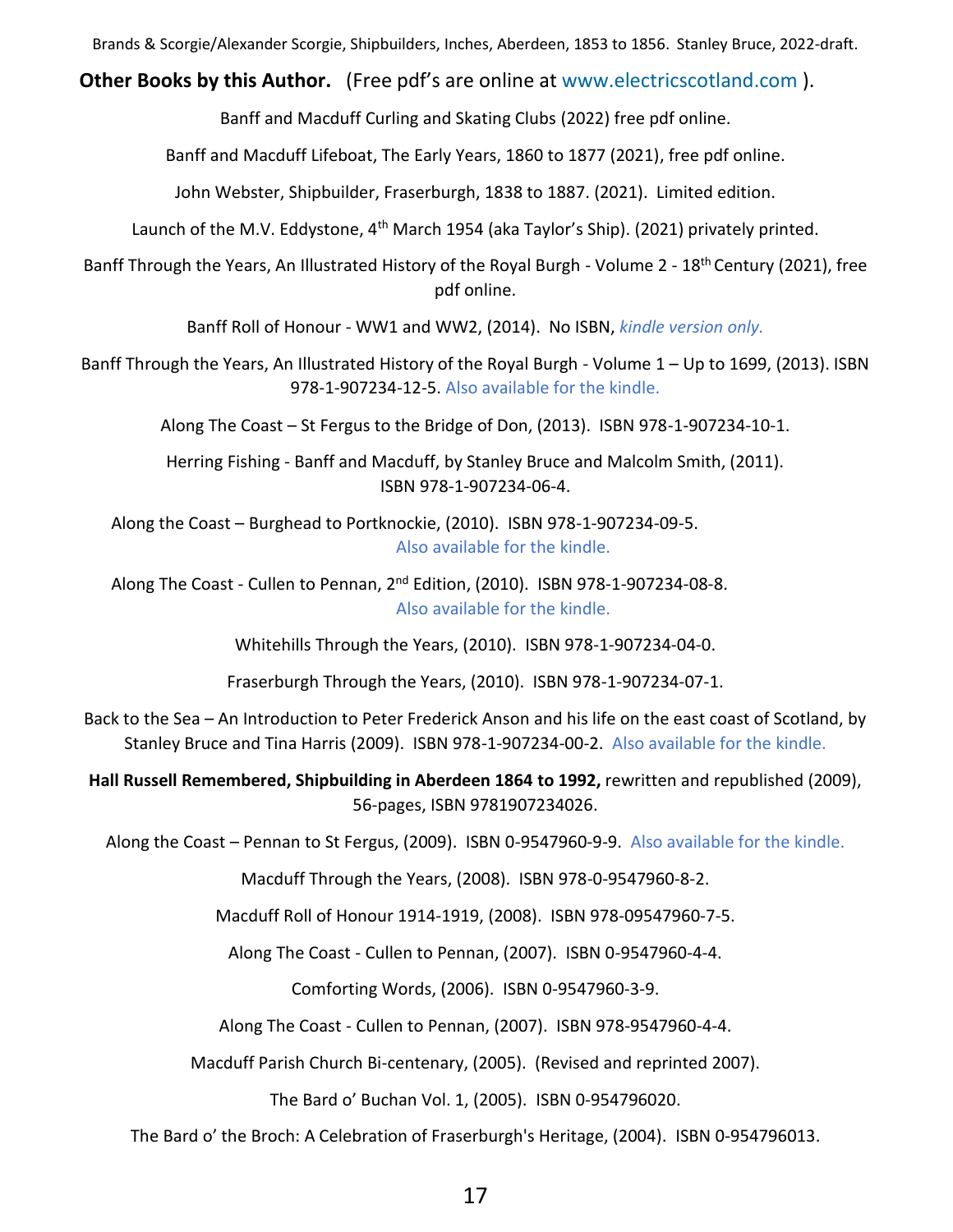**Other Books by this Author.** (Free pdf's are online at www.electricscotland.com ).

Banff and Macduff Curling and Skating Clubs (2022) free pdf online.

Banff and Macduff Lifeboat, The Early Years, 1860 to 1877 (2021), free pdf online.

John Webster, Shipbuilder, Fraserburgh, 1838 to 1887. (2021). Limited edition.

Launch of the M.V. Eddystone, 4th March 1954 (aka Taylor's Ship). (2021) privately printed.

Banff Through the Years, An Illustrated History of the Royal Burgh - Volume 2 - 18th Century (2021), free pdf online.

Banff Roll of Honour - WW1 and WW2, (2014). No ISBN, *kindle version only.*

Banff Through the Years, An Illustrated History of the Royal Burgh - Volume 1 – Up to 1699, (2013). ISBN 978-1-907234-12-5. Also available for the kindle.

Along The Coast – St Fergus to the Bridge of Don, (2013). ISBN 978-1-907234-10-1.

Herring Fishing - Banff and Macduff, by Stanley Bruce and Malcolm Smith, (2011). ISBN 978-1-907234-06-4.

Along the Coast – Burghead to Portknockie, (2010). ISBN 978-1-907234-09-5. Also available for the kindle.

Along The Coast - Cullen to Pennan, 2nd Edition, (2010). ISBN 978-1-907234-08-8. Also available for the kindle.

Whitehills Through the Years, (2010). ISBN 978-1-907234-04-0.

Fraserburgh Through the Years, (2010). ISBN 978-1-907234-07-1.

Back to the Sea – An Introduction to Peter Frederick Anson and his life on the east coast of Scotland, by Stanley Bruce and Tina Harris (2009). ISBN 978-1-907234-00-2. Also available for the kindle.

**Hall Russell Remembered, Shipbuilding in Aberdeen 1864 to 1992,** rewritten and republished (2009), 56-pages, ISBN 9781907234026.

Along the Coast – Pennan to St Fergus, (2009). ISBN 0-9547960-9-9. Also available for the kindle.

Macduff Through the Years, (2008). ISBN 978-0-9547960-8-2.

Macduff Roll of Honour 1914-1919, (2008). ISBN 978-09547960-7-5.

Along The Coast - Cullen to Pennan, (2007). ISBN 0-9547960-4-4.

Comforting Words, (2006). ISBN 0-9547960-3-9.

Along The Coast - Cullen to Pennan, (2007). ISBN 978-9547960-4-4.

Macduff Parish Church Bi-centenary, (2005). (Revised and reprinted 2007).

The Bard o' Buchan Vol. 1, (2005). ISBN 0-954796020.

The Bard o' the Broch: A Celebration of Fraserburgh's Heritage, (2004). ISBN 0-954796013.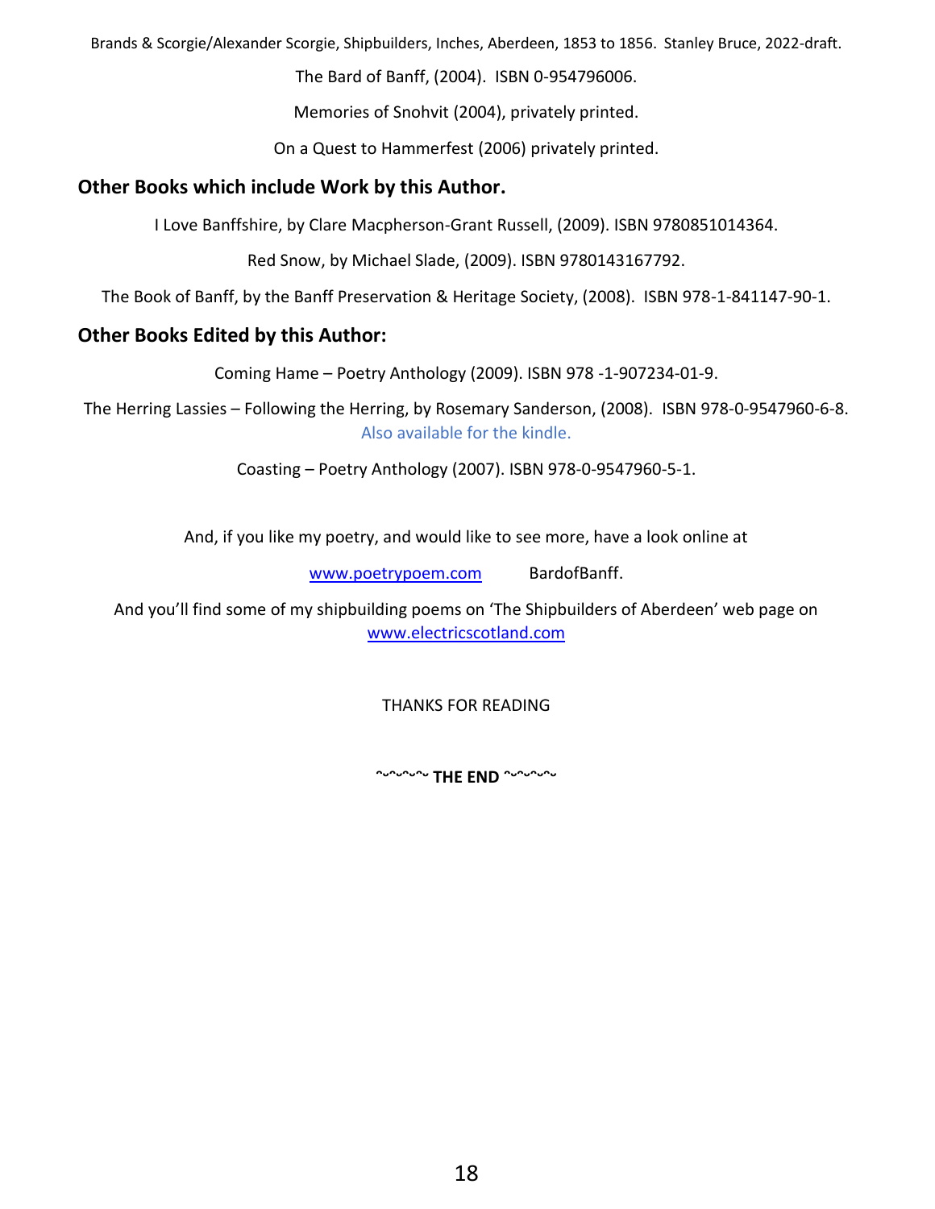The Bard of Banff, (2004). ISBN 0-954796006.

Memories of Snohvit (2004), privately printed.

On a Quest to Hammerfest (2006) privately printed.

## Other Books which include Work by this Author.

I Love Banffshire, by Clare Macpherson-Grant Russell, (2009). ISBN 9780851014364.

Red Snow, by Michael Slade, (2009). ISBN 9780143167792.

The Book of Banff, by the Banff Preservation & Heritage Society, (2008). ISBN 978-1-841147-90-1.

## Other Books Edited by this Author:

Coming Hame – Poetry Anthology (2009). ISBN 978 -1-907234-01-9.

The Herring Lassies – Following the Herring, by Rosemary Sanderson, (2008). ISBN 978-0-9547960-6-8.
Also available for the kindle.

Coasting – Poetry Anthology (2007). ISBN 978-0-9547960-5-1.

And, if you like my poetry, and would like to see more, have a look online at

www.poetrypoem.com BardofBanff.

And you'll find some of my shipbuilding poems on 'The Shipbuilders of Aberdeen' web page on www.electricscotland.com

THANKS FOR READING

**~~~~~~ THE END ~~~~~~**